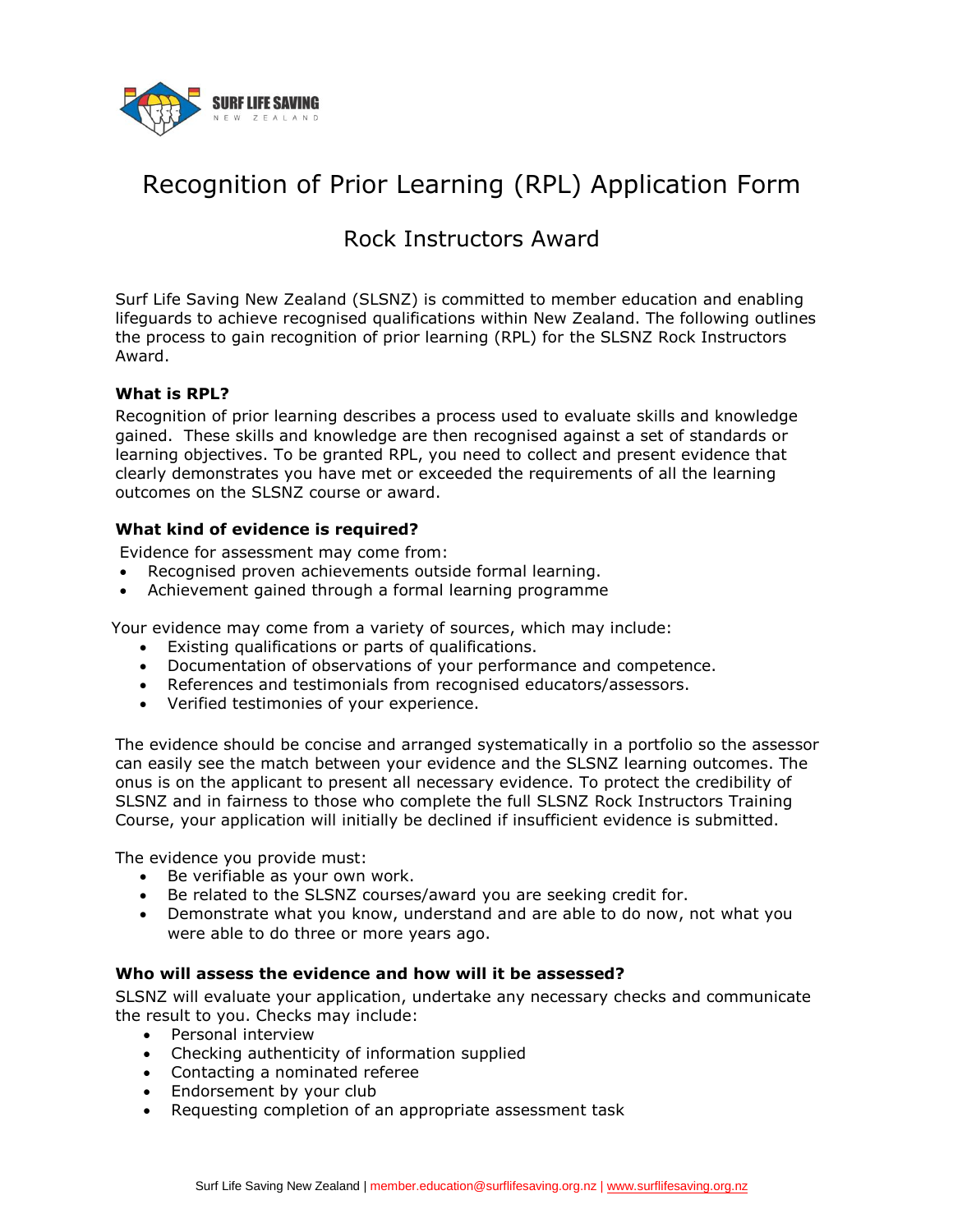# Recognition of Prior Learning (RPL) Application Form

## Rock Instructors Award

Surf Life Saving New Zealand (SLSNZ) is committed to member education and enabling lifeguards to achieve recognised qualifications within New Zealand. The following outlines the process to gain recognition of prior learning (RPL) for the SLSNZ Rock Instructors Award.

### What is RPL?

Recognition of prior learning describes a process used to evaluate skills and knowledge gained. These skills and knowledge are then recognised against a set of standards or learning objectives. To be granted RPL, you need to collect and present evidence that clearly demonstrates you have met or exceeded the requirements of all the learning outcomes on the SLSNZ course or award.

### What kind of evidence is required?

Evidence for assessment may come from:

- Recognised proven achievements outside formal learning.
- Achievement gained through a formal learning programme

Your evidence may come from a variety of sources, which may include:

- Existing qualifications or parts of qualifications.
- Documentation of observations of your performance and competence.
- References and testimonials from recognised educators/assessors.
- Verified testimonies of your experience.

The evidence should be concise and arranged systematically in a portfolio so the assessor can easily see the match between your evidence and the SLSNZ learning outcomes. The onus is on the applicant to present all necessary evidence. To protect the credibility of SLSNZ and in fairness to those who complete the full SLSNZ Rock Instructors Training Course, your application will initially be declined if insufficient evidence is submitted.

The evidence you provide must:

- Be verifiable as your own work.
- Be related to the SLSNZ courses/award you are seeking credit for.
- Demonstrate what you know, understand and are able to do now, not what you were able to do three or more years ago.

### Who will assess the evidence and how will it be assessed?

SLSNZ will evaluate your application, undertake any necessary checks and communicate the result to you. Checks may include:

- Personal interview
- Checking authenticity of information supplied
- Contacting a nominated referee
- Endorsement by your club
- Requesting completion of an appropriate assessment task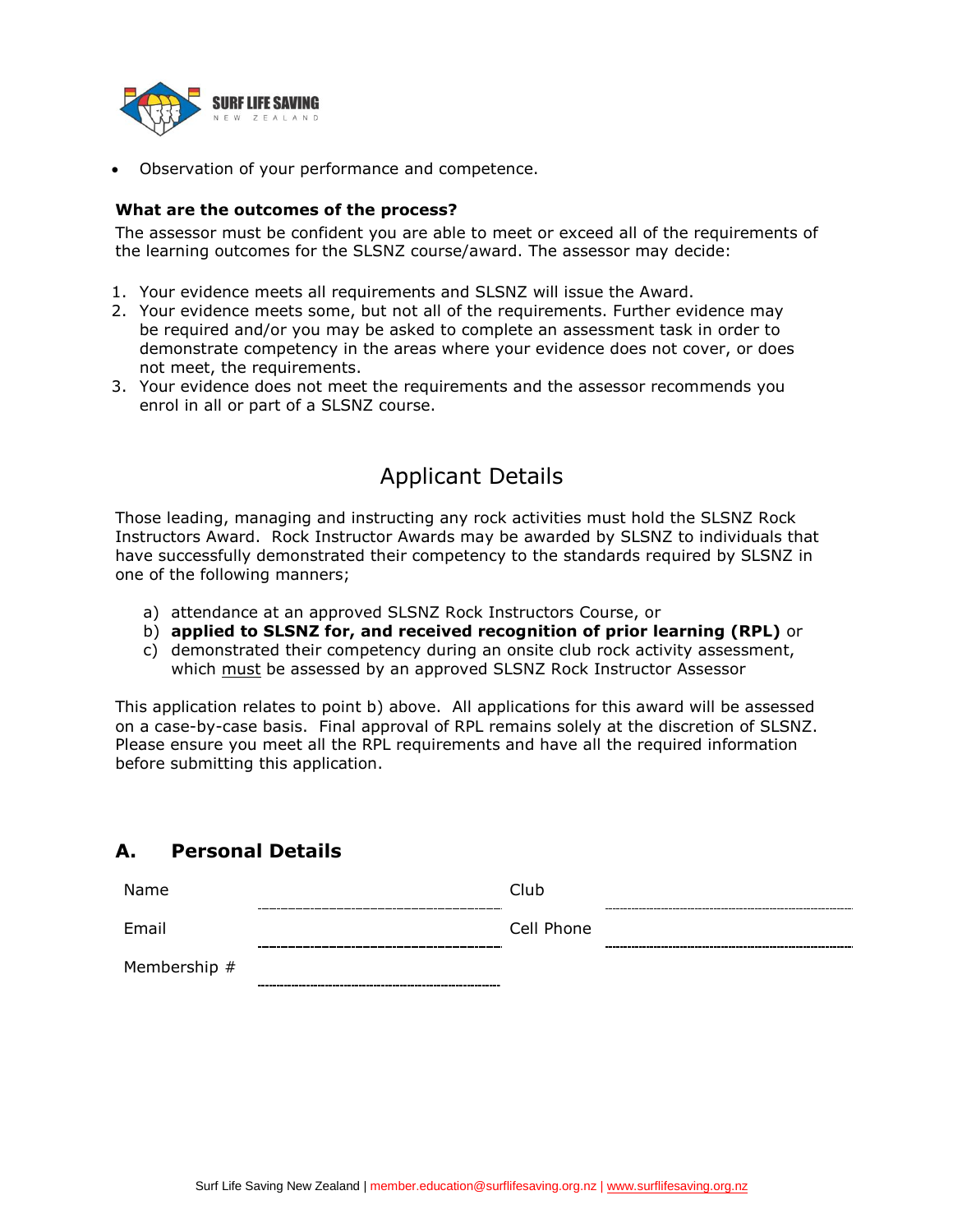- Observation of your performance and competence.

**What are the outcomes of the process?**

The assessor must be confident you are able to meet or exceed all of the requirements of the learning outcomes for the SLSNZ course/award. The assessor may decide:

1. Your evidence meets all requirements and SLSNZ will issue the Award.
2. Your evidence meets some, but not all of the requirements. Further evidence may be required and/or you may be asked to complete an assessment task in order to demonstrate competency in the areas where your evidence does not cover, or does not meet, the requirements.
3. Your evidence does not meet the requirements and the assessor recommends you enrol in all or part of a SLSNZ course.

# Applicant Details

Those leading, managing and instructing any rock activities must hold the SLSNZ Rock Instructors Award. Rock Instructor Awards may be awarded by SLSNZ to individuals that have successfully demonstrated their competency to the standards required by SLSNZ in one of the following manners;

a) attendance at an approved SLSNZ Rock Instructors Course, or
b) **applied to SLSNZ for, and received recognition of prior learning (RPL)** or
c) demonstrated their competency during an onsite club rock activity assessment, which <u>must</u> be assessed by an approved SLSNZ Rock Instructor Assessor

This application relates to point b) above. All applications for this award will be assessed on a case-by-case basis. Final approval of RPL remains solely at the discretion of SLSNZ. Please ensure you meet all the RPL requirements and have all the required information before submitting this application.

## A. Personal Details

| | | | |
|---|---|---|---|
| Name | | Club | |
| Email | | Cell Phone | |
| Membership # | | | |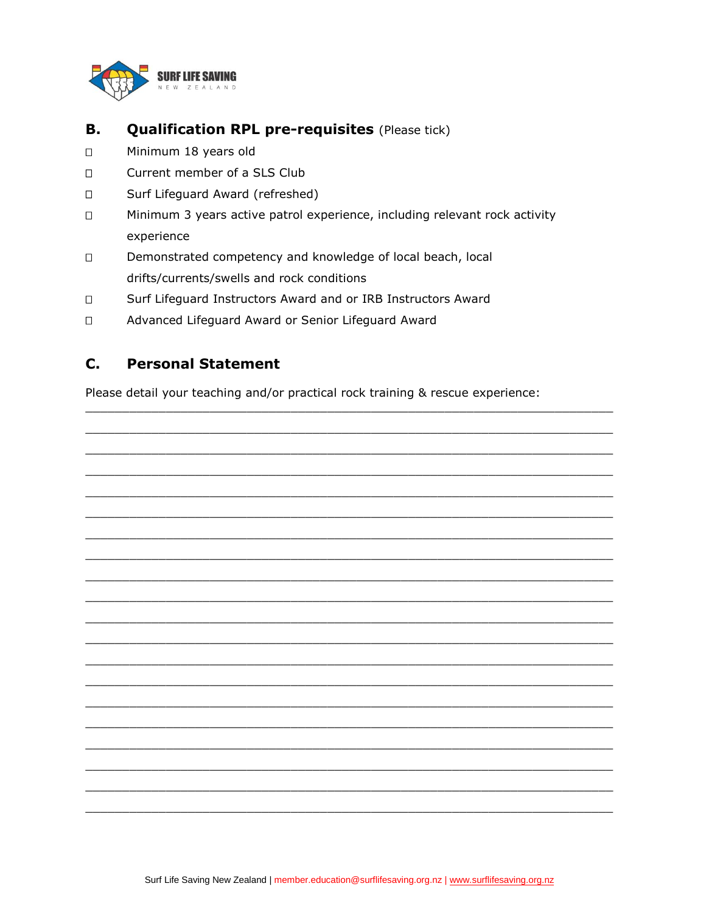## B. Qualification RPL pre-requisites (Please tick)

- ☐ Minimum 18 years old
- ☐ Current member of a SLS Club
- ☐ Surf Lifeguard Award (refreshed)
- ☐ Minimum 3 years active patrol experience, including relevant rock activity experience
- ☐ Demonstrated competency and knowledge of local beach, local drifts/currents/swells and rock conditions
- ☐ Surf Lifeguard Instructors Award and or IRB Instructors Award
- ☐ Advanced Lifeguard Award or Senior Lifeguard Award

## C. Personal Statement

Please detail your teaching and/or practical rock training & rescue experience:

____________________________________________________________________________

____________________________________________________________________________

____________________________________________________________________________

____________________________________________________________________________

____________________________________________________________________________

____________________________________________________________________________

____________________________________________________________________________

____________________________________________________________________________

____________________________________________________________________________

____________________________________________________________________________

____________________________________________________________________________

____________________________________________________________________________

____________________________________________________________________________

____________________________________________________________________________

____________________________________________________________________________

____________________________________________________________________________

____________________________________________________________________________

____________________________________________________________________________

____________________________________________________________________________

____________________________________________________________________________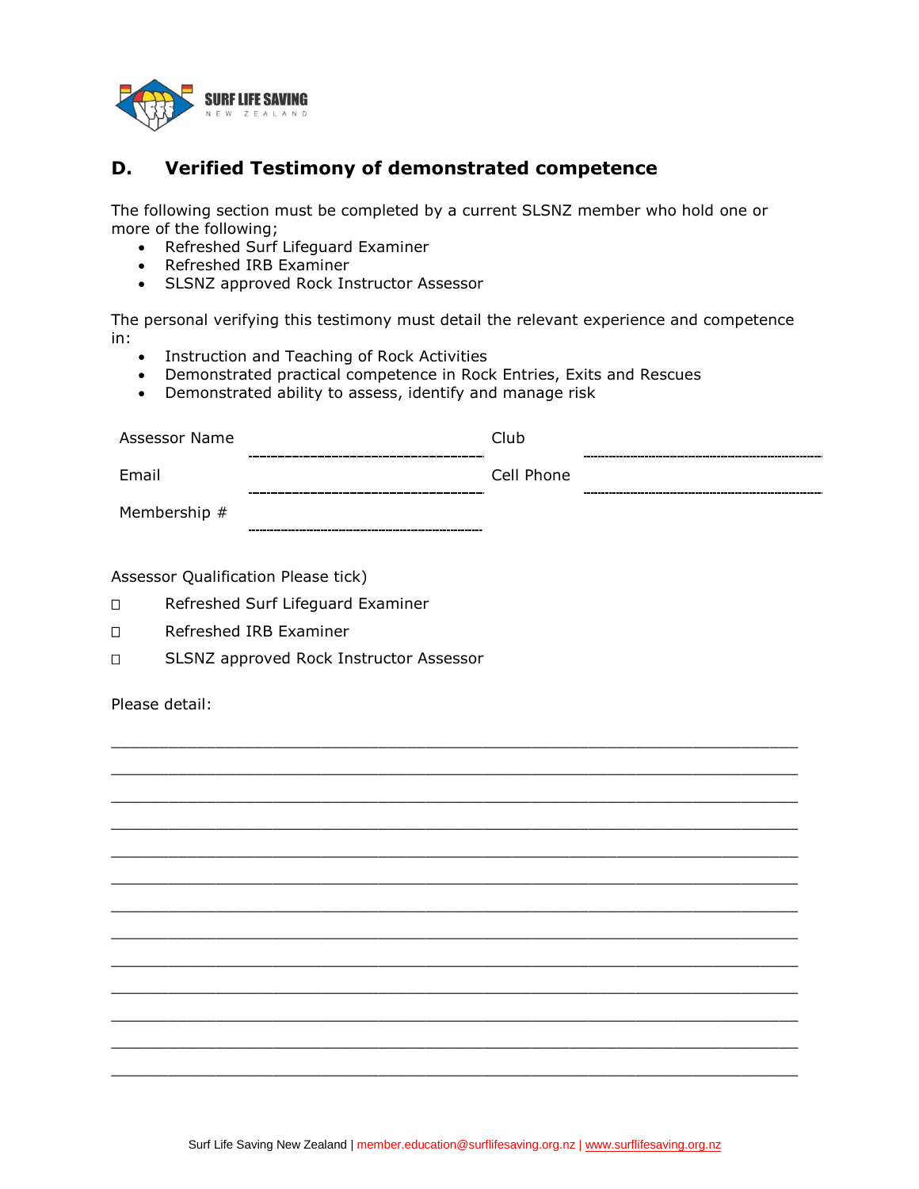## D. Verified Testimony of demonstrated competence

The following section must be completed by a current SLSNZ member who hold one or more of the following;

- Refreshed Surf Lifeguard Examiner
- Refreshed IRB Examiner
- SLSNZ approved Rock Instructor Assessor

The personal verifying this testimony must detail the relevant experience and competence in:

- Instruction and Teaching of Rock Activities
- Demonstrated practical competence in Rock Entries, Exits and Rescues
- Demonstrated ability to assess, identify and manage risk

| | | | |
|---|---|---|---|
| Assessor Name | ____________________ | Club | ____________________ |
| Email | ____________________ | Cell Phone | ____________________ |
| Membership # | ____________________ | | |

Assessor Qualification Please tick)

☐ Refreshed Surf Lifeguard Examiner

☐ Refreshed IRB Examiner

☐ SLSNZ approved Rock Instructor Assessor

Please detail:

_______________________________________________________________________________

_______________________________________________________________________________

_______________________________________________________________________________

_______________________________________________________________________________

_______________________________________________________________________________

_______________________________________________________________________________

_______________________________________________________________________________

_______________________________________________________________________________

_______________________________________________________________________________

_______________________________________________________________________________

_______________________________________________________________________________

_______________________________________________________________________________

_______________________________________________________________________________

Surf Life Saving New Zealand | member.education@surflifesaving.org.nz | www.surflifesaving.org.nz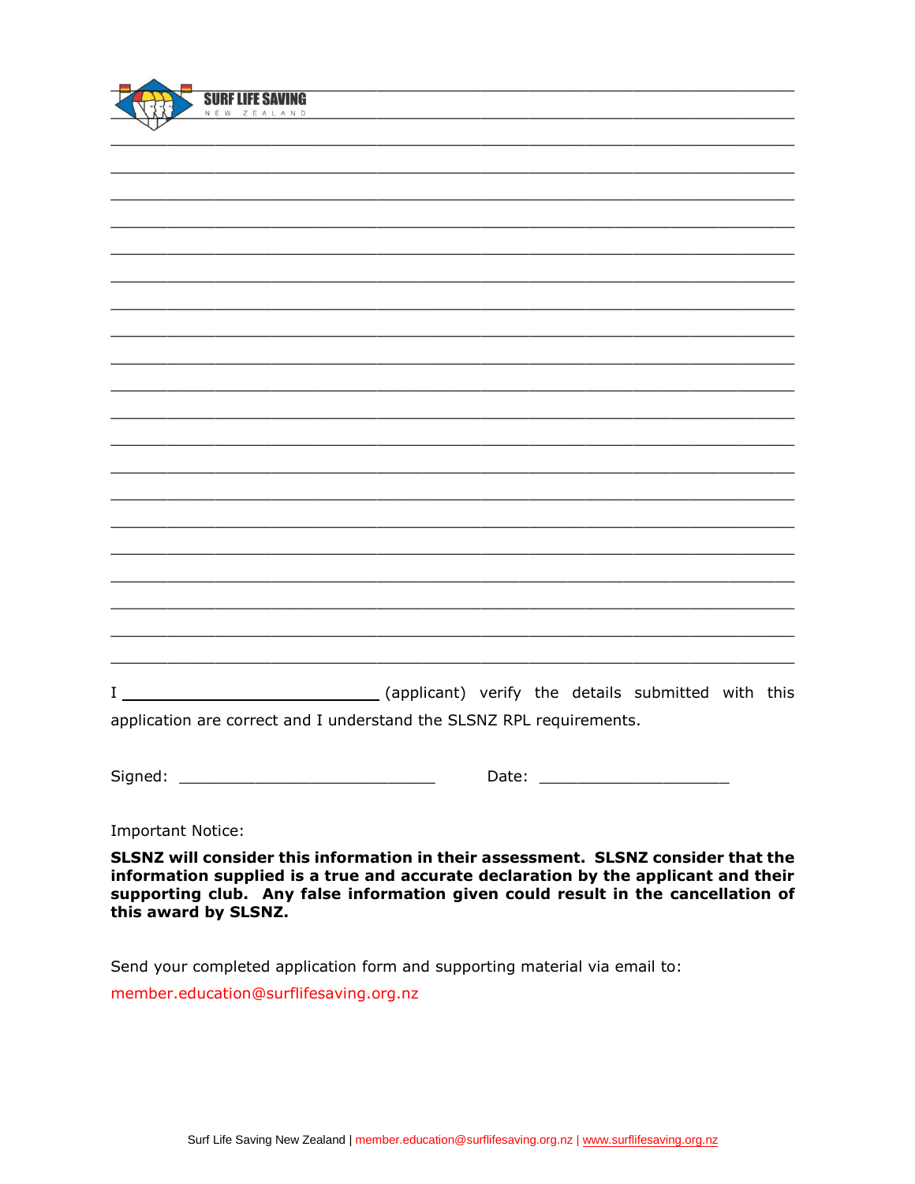I ______________________________ (applicant) verify the details submitted with this application are correct and I understand the SLSNZ RPL requirements.

Signed: ____________________________ Date: ____________________

Important Notice:

**SLSNZ will consider this information in their assessment. SLSNZ consider that the information supplied is a true and accurate declaration by the applicant and their supporting club. Any false information given could result in the cancellation of this award by SLSNZ.**

Send your completed application form and supporting material via email to:

member.education@surflifesaving.org.nz